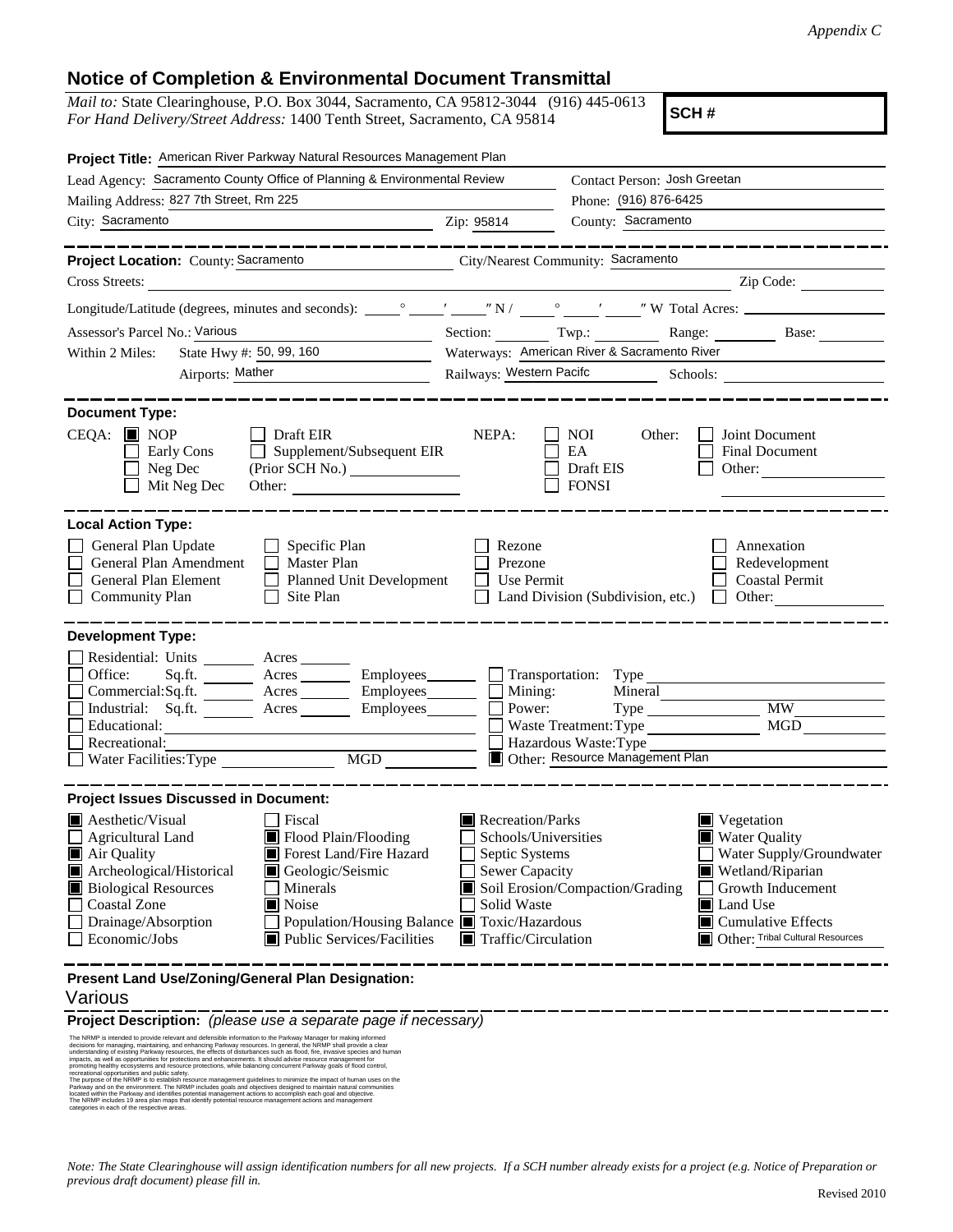*Appendix C*

# Notice of Completion & Environmental Document Transmittal

*Mail to:* State Clearinghouse, P.O. Box 3044, Sacramento, CA 95812-3044 (916) 445-0613
*For Hand Delivery/Street Address:* 1400 Tenth Street, Sacramento, CA 95814

**SCH #**

**Project Title:** American River Parkway Natural Resources Management Plan

Lead Agency: Sacramento County Office of Planning & Environmental Review
Contact Person: Josh Greetan
Mailing Address: 827 7th Street, Rm 225
Phone: (916) 876-6425
City: Sacramento
Zip: 95814
County: Sacramento

**Project Location:** County: Sacramento
City/Nearest Community: Sacramento
Cross Streets:
Zip Code:
Longitude/Latitude (degrees, minutes and seconds): ____° ____′ ____″ N / ____° ____′ ____″ W Total Acres:
Assessor's Parcel No.: Various
Section: Twp.: Range: Base:
Within 2 Miles: State Hwy #: 50, 99, 160
Waterways: American River & Sacramento River
Airports: Mather
Railways: Western Pacifc
Schools:

**Document Type:**

CEQA: ☒ NOP ☐ Early Cons ☐ Neg Dec ☐ Mit Neg Dec ☐ Draft EIR ☐ Supplement/Subsequent EIR (Prior SCH No.) Other:

NEPA: ☐ NOI ☐ EA ☐ Draft EIS ☐ FONSI

Other: ☐ Joint Document ☐ Final Document ☐ Other:

**Local Action Type:**

☐ General Plan Update ☐ General Plan Amendment ☐ General Plan Element ☐ Community Plan ☐ Specific Plan ☐ Master Plan ☐ Planned Unit Development ☐ Site Plan ☐ Rezone ☐ Prezone ☐ Use Permit ☐ Land Division (Subdivision, etc.) ☐ Annexation ☐ Redevelopment ☐ Coastal Permit ☐ Other:

**Development Type:**

☐ Residential: Units Acres
☐ Office: Sq.ft. Acres Employees
☐ Commercial: Sq.ft. Acres Employees
☐ Industrial: Sq.ft. Acres Employees
☐ Educational:
☐ Recreational:
☐ Water Facilities: Type MGD
☐ Transportation: Type
☐ Mining: Mineral
☐ Power: Type MW
☐ Waste Treatment: Type MGD
☐ Hazardous Waste: Type
☒ Other: Resource Management Plan

**Project Issues Discussed in Document:**

☒ Aesthetic/Visual
☐ Agricultural Land
☒ Air Quality
☒ Archeological/Historical
☒ Biological Resources
☐ Coastal Zone
☐ Drainage/Absorption
☐ Economic/Jobs
☐ Fiscal
☒ Flood Plain/Flooding
☒ Forest Land/Fire Hazard
☒ Geologic/Seismic
☐ Minerals
☒ Noise
☐ Population/Housing Balance
☒ Public Services/Facilities
☒ Recreation/Parks
☐ Schools/Universities
☐ Septic Systems
☐ Sewer Capacity
☒ Soil Erosion/Compaction/Grading
☐ Solid Waste
☒ Toxic/Hazardous
☒ Traffic/Circulation
☒ Vegetation
☒ Water Quality
☐ Water Supply/Groundwater
☒ Wetland/Riparian
☐ Growth Inducement
☒ Land Use
☒ Cumulative Effects
☒ Other: Tribal Cultural Resources

**Present Land Use/Zoning/General Plan Designation:**
Various

**Project Description:** *(please use a separate page if necessary)*

The NRMP is intended to provide relevant and defensible information to the Parkway Manager for making informed decisions for managing, maintaining, and enhancing Parkway resources. In general, the NRMP shall provide a clear understanding of existing Parkway resources, the effects of disturbances such as flood, fire, invasive species and human impacts, as well as opportunities for protections and enhancements. It should advise resource management for promoting healthy ecosystems and resource protections, while balancing concurrent Parkway goals of flood control, recreational opportunities and public safety.
The purpose of the NRMP is to establish resource management guidelines to minimize the impact of human uses on the Parkway and on the environment. The NRMP includes goals and objectives designed to maintain natural communities located within the Parkway and identifies potential management actions to accomplish each goal and objective.
The NRMP includes 19 area plan maps that identify potential resource management actions and management categories in each of the respective areas.

*Note: The State Clearinghouse will assign identification numbers for all new projects. If a SCH number already exists for a project (e.g. Notice of Preparation or previous draft document) please fill in.*

Revised 2010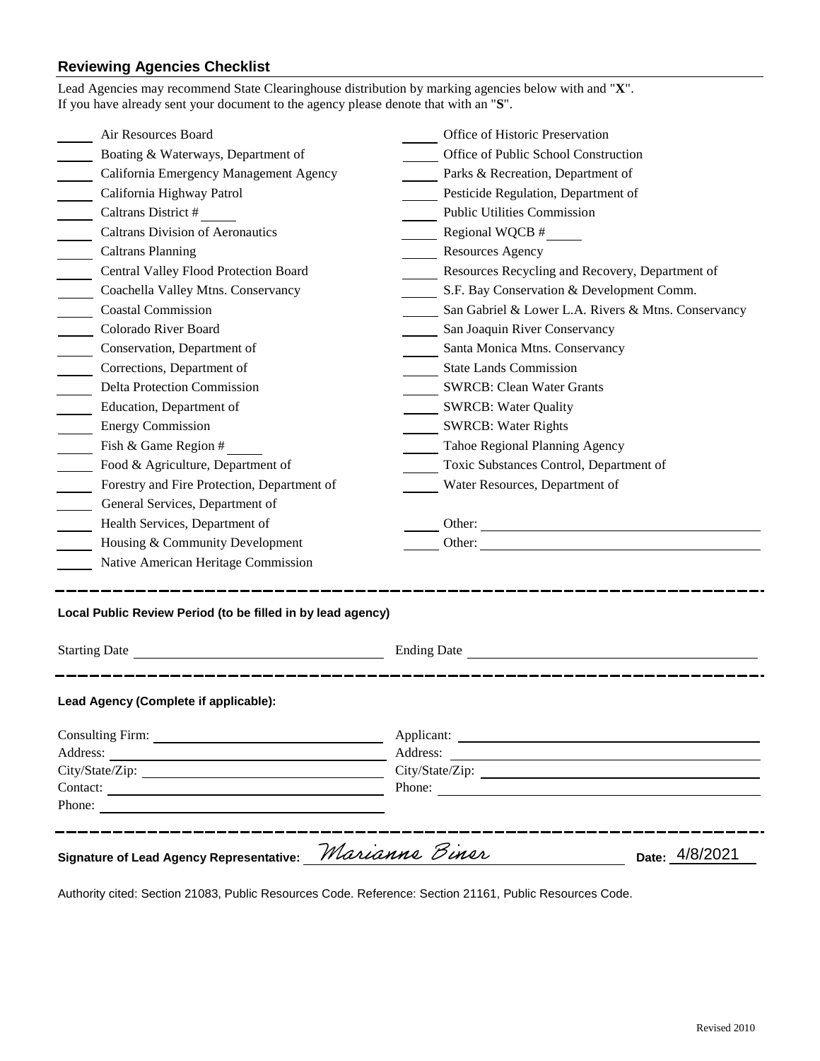## Reviewing Agencies Checklist

Lead Agencies may recommend State Clearinghouse distribution by marking agencies below with and "**X**".
If you have already sent your document to the agency please denote that with an "**S**".

_____ Air Resources Board
_____ Boating & Waterways, Department of
_____ California Emergency Management Agency
_____ California Highway Patrol
_____ Caltrans District # _____
_____ Caltrans Division of Aeronautics
_____ Caltrans Planning
_____ Central Valley Flood Protection Board
_____ Coachella Valley Mtns. Conservancy
_____ Coastal Commission
_____ Colorado River Board
_____ Conservation, Department of
_____ Corrections, Department of
_____ Delta Protection Commission
_____ Education, Department of
_____ Energy Commission
_____ Fish & Game Region # _____
_____ Food & Agriculture, Department of
_____ Forestry and Fire Protection, Department of
_____ General Services, Department of
_____ Health Services, Department of
_____ Housing & Community Development
_____ Native American Heritage Commission
_____ Office of Historic Preservation
_____ Office of Public School Construction
_____ Parks & Recreation, Department of
_____ Pesticide Regulation, Department of
_____ Public Utilities Commission
_____ Regional WQCB # _____
_____ Resources Agency
_____ Resources Recycling and Recovery, Department of
_____ S.F. Bay Conservation & Development Comm.
_____ San Gabriel & Lower L.A. Rivers & Mtns. Conservancy
_____ San Joaquin River Conservancy
_____ Santa Monica Mtns. Conservancy
_____ State Lands Commission
_____ SWRCB: Clean Water Grants
_____ SWRCB: Water Quality
_____ SWRCB: Water Rights
_____ Tahoe Regional Planning Agency
_____ Toxic Substances Control, Department of
_____ Water Resources, Department of
_____ Other: _____
_____ Other: _____

---

**Local Public Review Period (to be filled in by lead agency)**

Starting Date _____ Ending Date _____

---

**Lead Agency (Complete if applicable):**

Consulting Firm: _____
Address: _____
City/State/Zip: _____
Contact: _____
Phone: _____

Applicant: _____
Address: _____
City/State/Zip: _____
Phone: _____

---

**Signature of Lead Agency Representative:** Marianne Biner **Date:** 4/8/2021

Authority cited: Section 21083, Public Resources Code. Reference: Section 21161, Public Resources Code.

Revised 2010